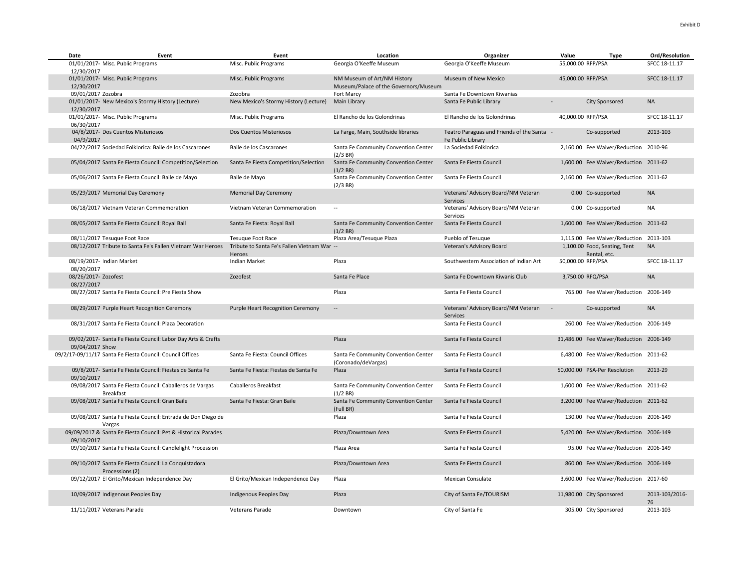Exhibit D

| Date | Event | Event | Location | Organizer | Value | Type | Ord/Resolution |
|---|---|---|---|---|---|---|---|
| 01/01/2017- 12/30/2017 | Misc. Public Programs | Misc. Public Programs | Georgia O'Keeffe Museum | Georgia O'Keeffe Museum | 55,000.00 | RFP/PSA | SFCC 18-11.17 |
| 01/01/2017- 12/30/2017 | Misc. Public Programs | Misc. Public Programs | NM Museum of Art/NM History Museum/Palace of the Governors/Museum | Museum of New Mexico | 45,000.00 | RFP/PSA | SFCC 18-11.17 |
| 09/01/2017 | Zozobra | Zozobra | Fort Marcy | Santa Fe Downtown Kiwanias | | | |
| 01/01/2017- 12/30/2017 | New Mexico's Stormy History (Lecture) | New Mexico's Stormy History (Lecture) | Main Library | Santa Fe Public Library | - | City Sponsored | NA |
| 01/01/2017- 06/30/2017 | Misc. Public Programs | Misc. Public Programs | El Rancho de los Golondrinas | El Rancho de los Golondrinas | 40,000.00 | RFP/PSA | SFCC 18-11.17 |
| 04/8/2017- 04/9/2017 | Dos Cuentos Misteriosos | Dos Cuentos Misteriosos | La Farge, Main, Southside libraries | Teatro Paraguas and Friends of the Santa Fe Public Library | - | Co-supported | 2013-103 |
| 04/22/2017 | Sociedad Folklorica: Baile de los Cascarones | Baile de los Cascarones | Santa Fe Community Convention Center (2/3 BR) | La Sociedad Folklorica | 2,160.00 | Fee Waiver/Reduction | 2010-96 |
| 05/04/2017 | Santa Fe Fiesta Council: Competition/Selection | Santa Fe Fiesta Competition/Selection | Santa Fe Community Convention Center (1/2 BR) | Santa Fe Fiesta Council | 1,600.00 | Fee Waiver/Reduction | 2011-62 |
| 05/06/2017 | Santa Fe Fiesta Council: Baile de Mayo | Baile de Mayo | Santa Fe Community Convention Center (2/3 BR) | Santa Fe Fiesta Council | 2,160.00 | Fee Waiver/Reduction | 2011-62 |
| 05/29/2017 | Memorial Day Ceremony | Memorial Day Ceremony | | Veterans' Advisory Board/NM Veteran Services | 0.00 | Co-supported | NA |
| 06/18/2017 | Vietnam Veteran Commemoration | Vietnam Veteran Commemoration | -- | Veterans' Advisory Board/NM Veteran Services | 0.00 | Co-supported | NA |
| 08/05/2017 | Santa Fe Fiesta Council: Royal Ball | Santa Fe Fiesta: Royal Ball | Santa Fe Community Convention Center (1/2 BR) | Santa Fe Fiesta Council | 1,600.00 | Fee Waiver/Reduction | 2011-62 |
| 08/11/2017 | Tesuque Foot Race | Tesuque Foot Race | Plaza Area/Tesuque Plaza | Pueblo of Tesuque | 1,115.00 | Fee Waiver/Reduction | 2013-103 |
| 08/12/2017 | Tribute to Santa Fe's Fallen Vietnam War Heroes | Tribute to Santa Fe's Fallen Vietnam War Heroes | -- | Veteran's Advisory Board | 1,100.00 | Food, Seating, Tent Rental, etc. | NA |
| 08/19/2017- 08/20/2017 | Indian Market | Indian Market | Plaza | Southwestern Association of Indian Art | 50,000.00 | RFP/PSA | SFCC 18-11.17 |
| 08/26/2017- 08/27/2017 | Zozofest | Zozofest | Santa Fe Place | Santa Fe Downtown Kiwanis Club | 3,750.00 | RFQ/PSA | NA |
| 08/27/2017 | Santa Fe Fiesta Council: Pre Fiesta Show | | Plaza | Santa Fe Fiesta Council | 765.00 | Fee Waiver/Reduction | 2006-149 |
| 08/29/2017 | Purple Heart Recognition Ceremony | Purple Heart Recognition Ceremony | -- | Veterans' Advisory Board/NM Veteran Services | - | Co-supported | NA |
| 08/31/2017 | Santa Fe Fiesta Council: Plaza Decoration | | | Santa Fe Fiesta Council | 260.00 | Fee Waiver/Reduction | 2006-149 |
| 09/02/2017- 09/04/2017 | Santa Fe Fiesta Council: Labor Day Arts & Crafts Show | | Plaza | Santa Fe Fiesta Council | 31,486.00 | Fee Waiver/Reduction | 2006-149 |
| 09/2/17-09/11/17 | Santa Fe Fiesta Council: Council Offices | Santa Fe Fiesta: Council Offices | Santa Fe Community Convention Center (Coronado/deVargas) | Santa Fe Fiesta Council | 6,480.00 | Fee Waiver/Reduction | 2011-62 |
| 09/8/2017- 09/10/2017 | Santa Fe Fiesta Council: Fiestas de Santa Fe | Santa Fe Fiesta: Fiestas de Santa Fe | Plaza | Santa Fe Fiesta Council | 50,000.00 | PSA-Per Resolution | 2013-29 |
| 09/08/2017 | Santa Fe Fiesta Council: Caballeros de Vargas Breakfast | Caballeros Breakfast | Santa Fe Community Convention Center (1/2 BR) | Santa Fe Fiesta Council | 1,600.00 | Fee Waiver/Reduction | 2011-62 |
| 09/08/2017 | Santa Fe Fiesta Council: Gran Baile | Santa Fe Fiesta: Gran Baile | Santa Fe Community Convention Center (Full BR) | Santa Fe Fiesta Council | 3,200.00 | Fee Waiver/Reduction | 2011-62 |
| 09/08/2017 | Santa Fe Fiesta Council: Entrada de Don Diego de Vargas | | Plaza | Santa Fe Fiesta Council | 130.00 | Fee Waiver/Reduction | 2006-149 |
| 09/09/2017 & 09/10/2017 | Santa Fe Fiesta Council: Pet & Historical Parades | | Plaza/Downtown Area | Santa Fe Fiesta Council | 5,420.00 | Fee Waiver/Reduction | 2006-149 |
| 09/10/2017 | Santa Fe Fiesta Council: Candlelight Procession | | Plaza Area | Santa Fe Fiesta Council | 95.00 | Fee Waiver/Reduction | 2006-149 |
| 09/10/2017 | Santa Fe Fiesta Council: La Conquistadora Processions (2) | | Plaza/Downtown Area | Santa Fe Fiesta Council | 860.00 | Fee Waiver/Reduction | 2006-149 |
| 09/12/2017 | El Grito/Mexican Independence Day | El Grito/Mexican Independence Day | Plaza | Mexican Consulate | 3,600.00 | Fee Waiver/Reduction | 2017-60 |
| 10/09/2017 | Indigenous Peoples Day | Indigenous Peoples Day | Plaza | City of Santa Fe/TOURISM | 11,980.00 | City Sponsored | 2013-103/2016-76 |
| 11/11/2017 | Veterans Parade | Veterans Parade | Downtown | City of Santa Fe | 305.00 | City Sponsored | 2013-103 |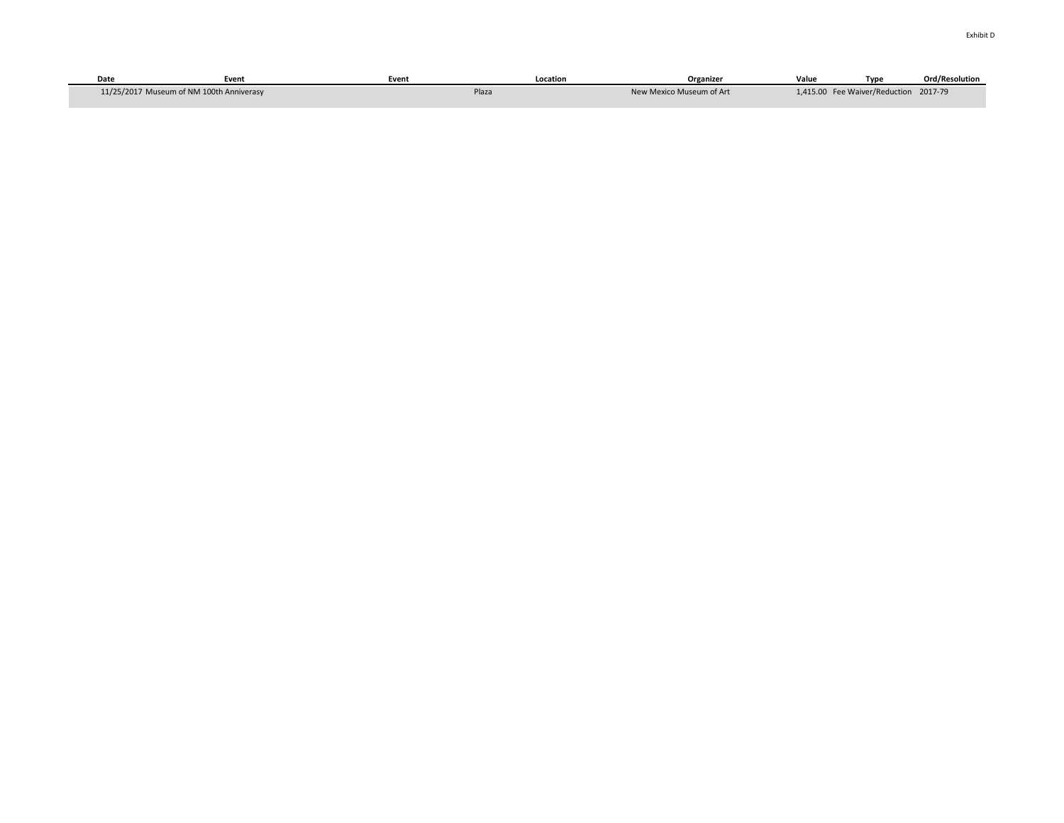Exhibit D

| Date | Event | Event | Location | Organizer | Value | Type | Ord/Resolution |
|---|---|---|---|---|---|---|---|
| 11/25/2017 | Museum of NM 100th Anniverasy | | Plaza | New Mexico Museum of Art | 1,415.00 | Fee Waiver/Reduction | 2017-79 |